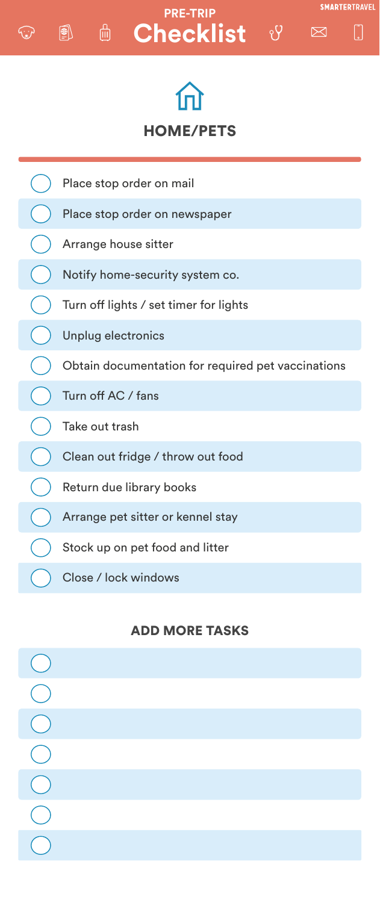SMARTERTRAVEL

# PRE-TRIP Checklist

## HOME/PETS

- [ ] Place stop order on mail
- [ ] Place stop order on newspaper
- [ ] Arrange house sitter
- [ ] Notify home-security system co.
- [ ] Turn off lights / set timer for lights
- [ ] Unplug electronics
- [ ] Obtain documentation for required pet vaccinations
- [ ] Turn off AC / fans
- [ ] Take out trash
- [ ] Clean out fridge / throw out food
- [ ] Return due library books
- [ ] Arrange pet sitter or kennel stay
- [ ] Stock up on pet food and litter
- [ ] Close / lock windows

### ADD MORE TASKS

- [ ] 
- [ ] 
- [ ] 
- [ ] 
- [ ] 
- [ ] 
- [ ]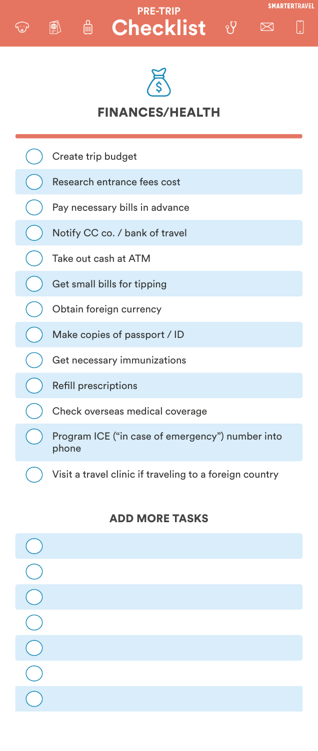PRE-TRIP

# Checklist

SMARTERTRAVEL

## FINANCES/HEALTH

- [ ] Create trip budget
- [ ] Research entrance fees cost
- [ ] Pay necessary bills in advance
- [ ] Notify CC co. / bank of travel
- [ ] Take out cash at ATM
- [ ] Get small bills for tipping
- [ ] Obtain foreign currency
- [ ] Make copies of passport / ID
- [ ] Get necessary immunizations
- [ ] Refill prescriptions
- [ ] Check overseas medical coverage
- [ ] Program ICE ("in case of emergency") number into phone
- [ ] Visit a travel clinic if traveling to a foreign country

### ADD MORE TASKS

- [ ] 
- [ ] 
- [ ] 
- [ ] 
- [ ] 
- [ ] 
- [ ]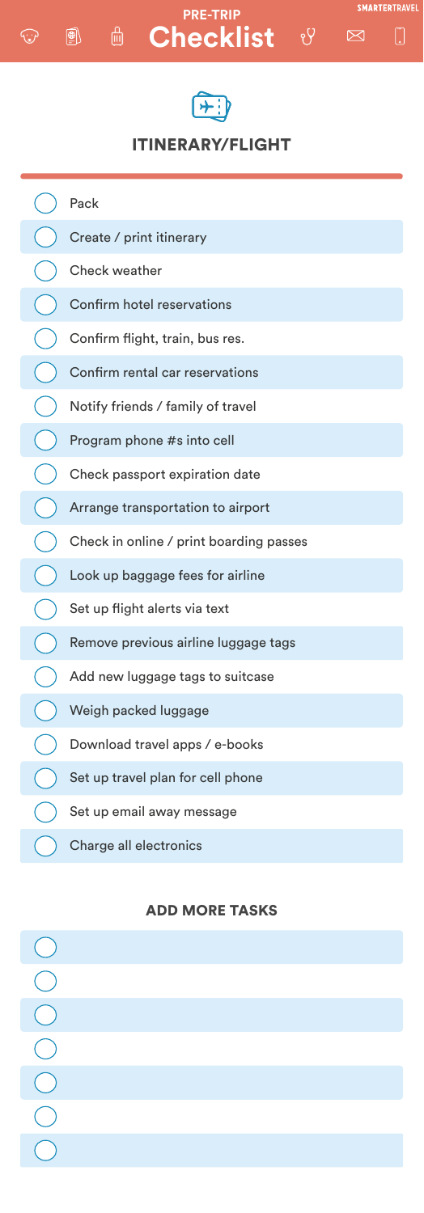SMARTERTRAVEL

# PRE-TRIP Checklist

## ITINERARY/FLIGHT

- [ ] Pack
- [ ] Create / print itinerary
- [ ] Check weather
- [ ] Confirm hotel reservations
- [ ] Confirm flight, train, bus res.
- [ ] Confirm rental car reservations
- [ ] Notify friends / family of travel
- [ ] Program phone #s into cell
- [ ] Check passport expiration date
- [ ] Arrange transportation to airport
- [ ] Check in online / print boarding passes
- [ ] Look up baggage fees for airline
- [ ] Set up flight alerts via text
- [ ] Remove previous airline luggage tags
- [ ] Add new luggage tags to suitcase
- [ ] Weigh packed luggage
- [ ] Download travel apps / e-books
- [ ] Set up travel plan for cell phone
- [ ] Set up email away message
- [ ] Charge all electronics

### ADD MORE TASKS

- [ ]
- [ ]
- [ ]
- [ ]
- [ ]
- [ ]
- [ ]